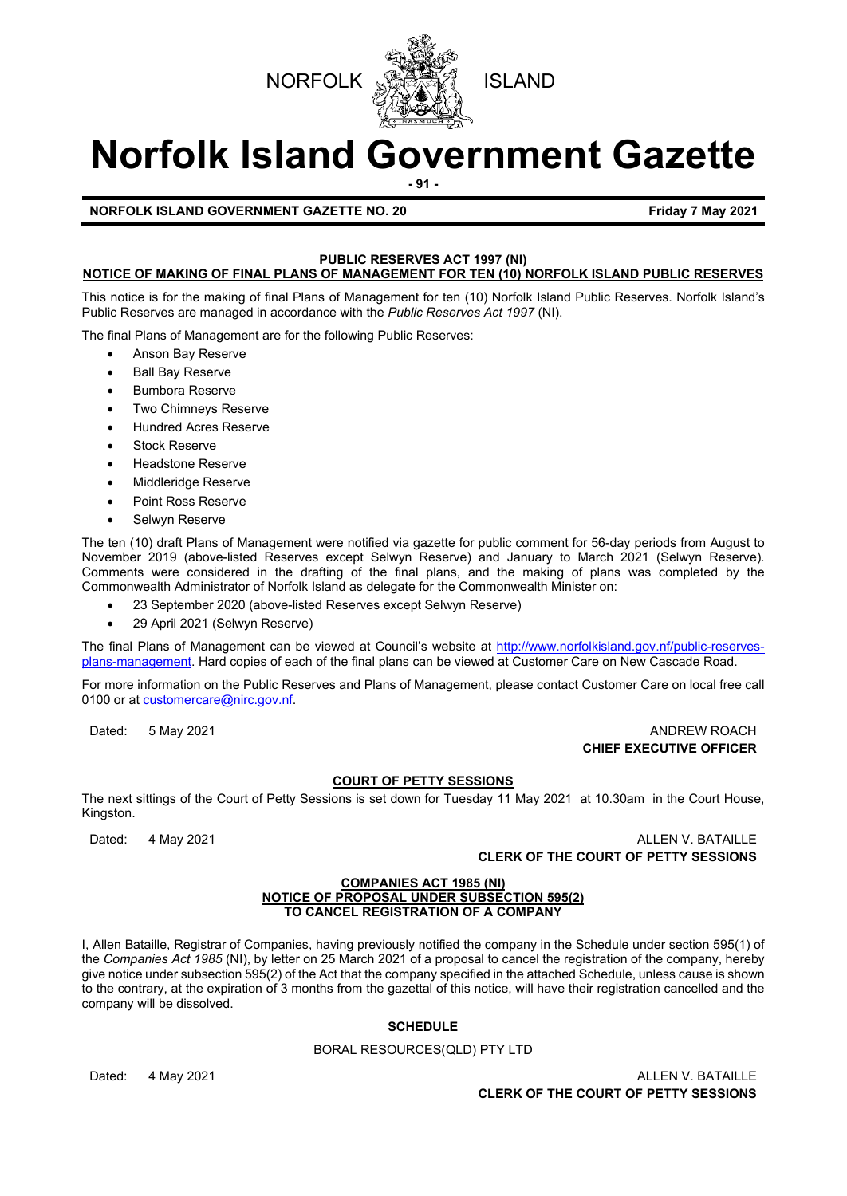NORFOLK ISLAND

# Norfolk Island Government Gazette

**NORFOLK ISLAND GOVERNMENT GAZETTE NO. 20** — **Friday 7 May 2021**

## PUBLIC RESERVES ACT 1997 (NI)
## NOTICE OF MAKING OF FINAL PLANS OF MANAGEMENT FOR TEN (10) NORFOLK ISLAND PUBLIC RESERVES

This notice is for the making of final Plans of Management for ten (10) Norfolk Island Public Reserves. Norfolk Island's Public Reserves are managed in accordance with the *Public Reserves Act 1997* (NI).

The final Plans of Management are for the following Public Reserves:

- Anson Bay Reserve
- Ball Bay Reserve
- Bumbora Reserve
- Two Chimneys Reserve
- Hundred Acres Reserve
- Stock Reserve
- Headstone Reserve
- Middleridge Reserve
- Point Ross Reserve
- Selwyn Reserve

The ten (10) draft Plans of Management were notified via gazette for public comment for 56-day periods from August to November 2019 (above-listed Reserves except Selwyn Reserve) and January to March 2021 (Selwyn Reserve). Comments were considered in the drafting of the final plans, and the making of plans was completed by the Commonwealth Administrator of Norfolk Island as delegate for the Commonwealth Minister on:

- 23 September 2020 (above-listed Reserves except Selwyn Reserve)
- 29 April 2021 (Selwyn Reserve)

The final Plans of Management can be viewed at Council's website at http://www.norfolkisland.gov.nf/public-reserves-plans-management. Hard copies of each of the final plans can be viewed at Customer Care on New Cascade Road.

For more information on the Public Reserves and Plans of Management, please contact Customer Care on local free call 0100 or at customercare@nirc.gov.nf.

Dated: 5 May 2021

ANDREW ROACH
**CHIEF EXECUTIVE OFFICER**

## COURT OF PETTY SESSIONS

The next sittings of the Court of Petty Sessions is set down for Tuesday 11 May 2021 at 10.30am in the Court House, Kingston.

Dated: 4 May 2021

ALLEN V. BATAILLE
**CLERK OF THE COURT OF PETTY SESSIONS**

## COMPANIES ACT 1985 (NI)
## NOTICE OF PROPOSAL UNDER SUBSECTION 595(2)
## TO CANCEL REGISTRATION OF A COMPANY

I, Allen Bataille, Registrar of Companies, having previously notified the company in the Schedule under section 595(1) of the *Companies Act 1985* (NI), by letter on 25 March 2021 of a proposal to cancel the registration of the company, hereby give notice under subsection 595(2) of the Act that the company specified in the attached Schedule, unless cause is shown to the contrary, at the expiration of 3 months from the gazettal of this notice, will have their registration cancelled and the company will be dissolved.

**SCHEDULE**

BORAL RESOURCES(QLD) PTY LTD

Dated: 4 May 2021

ALLEN V. BATAILLE
**CLERK OF THE COURT OF PETTY SESSIONS**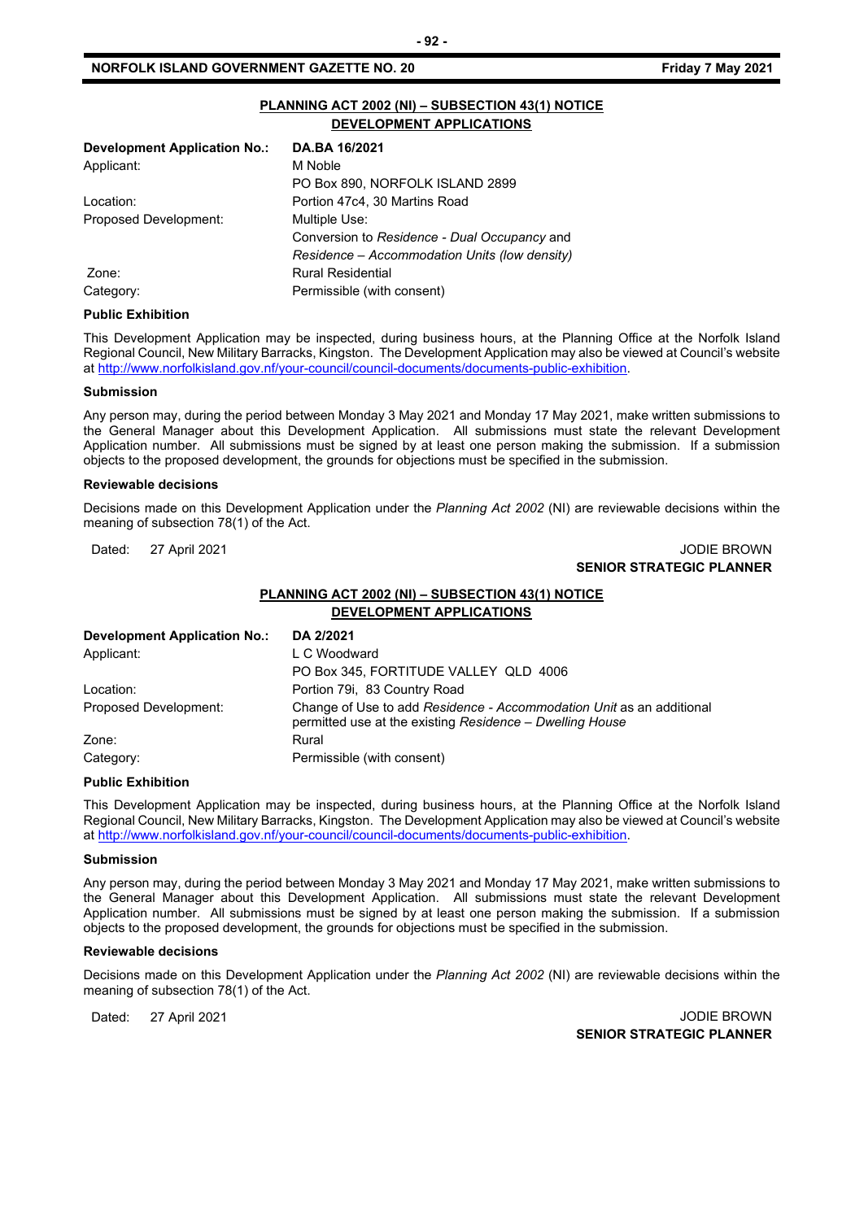## PLANNING ACT 2002 (NI) – SUBSECTION 43(1) NOTICE
## DEVELOPMENT APPLICATIONS

| **Development Application No.:** | **DA.BA 16/2021** |
|---|---|
| Applicant: | M Noble<br>PO Box 890, NORFOLK ISLAND 2899 |
| Location: | Portion 47c4, 30 Martins Road |
| Proposed Development: | Multiple Use:<br>Conversion to *Residence - Dual Occupancy* and<br>*Residence – Accommodation Units (low density)* |
| Zone: | Rural Residential |
| Category: | Permissible (with consent) |

**Public Exhibition**

This Development Application may be inspected, during business hours, at the Planning Office at the Norfolk Island Regional Council, New Military Barracks, Kingston. The Development Application may also be viewed at Council's website at http://www.norfolkisland.gov.nf/your-council/council-documents/documents-public-exhibition.

**Submission**

Any person may, during the period between Monday 3 May 2021 and Monday 17 May 2021, make written submissions to the General Manager about this Development Application. All submissions must state the relevant Development Application number. All submissions must be signed by at least one person making the submission. If a submission objects to the proposed development, the grounds for objections must be specified in the submission.

**Reviewable decisions**

Decisions made on this Development Application under the *Planning Act 2002* (NI) are reviewable decisions within the meaning of subsection 78(1) of the Act.

Dated: 27 April 2021

JODIE BROWN
**SENIOR STRATEGIC PLANNER**

## PLANNING ACT 2002 (NI) – SUBSECTION 43(1) NOTICE
## DEVELOPMENT APPLICATIONS

| **Development Application No.:** | **DA 2/2021** |
|---|---|
| Applicant: | L C Woodward<br>PO Box 345, FORTITUDE VALLEY QLD 4006 |
| Location: | Portion 79i, 83 Country Road |
| Proposed Development: | Change of Use to add *Residence - Accommodation Unit* as an additional permitted use at the existing *Residence – Dwelling House* |
| Zone: | Rural |
| Category: | Permissible (with consent) |

**Public Exhibition**

This Development Application may be inspected, during business hours, at the Planning Office at the Norfolk Island Regional Council, New Military Barracks, Kingston. The Development Application may also be viewed at Council's website at http://www.norfolkisland.gov.nf/your-council/council-documents/documents-public-exhibition.

**Submission**

Any person may, during the period between Monday 3 May 2021 and Monday 17 May 2021, make written submissions to the General Manager about this Development Application. All submissions must state the relevant Development Application number. All submissions must be signed by at least one person making the submission. If a submission objects to the proposed development, the grounds for objections must be specified in the submission.

**Reviewable decisions**

Decisions made on this Development Application under the *Planning Act 2002* (NI) are reviewable decisions within the meaning of subsection 78(1) of the Act.

Dated: 27 April 2021

JODIE BROWN
**SENIOR STRATEGIC PLANNER**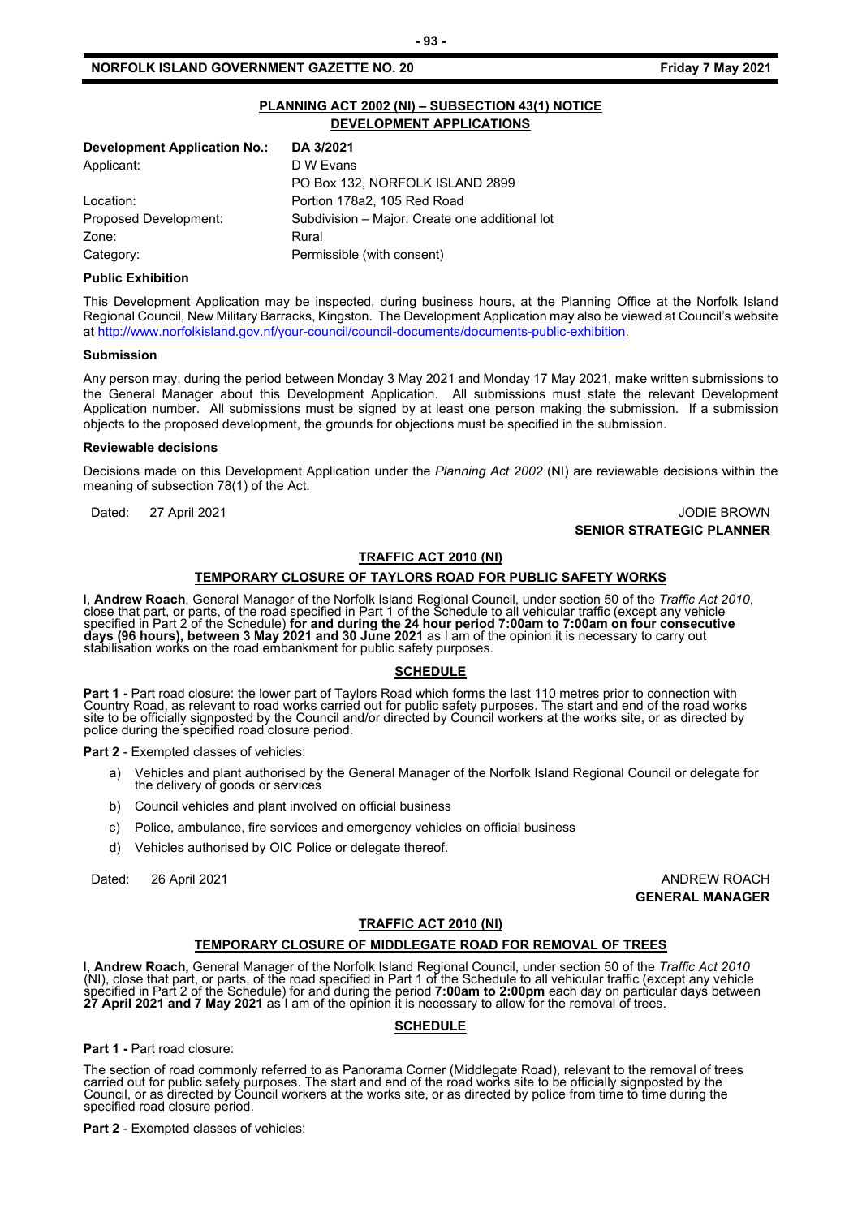## PLANNING ACT 2002 (NI) – SUBSECTION 43(1) NOTICE DEVELOPMENT APPLICATIONS

| **Development Application No.:** | **DA 3/2021** |
|---|---|
| Applicant: | D W Evans<br>PO Box 132, NORFOLK ISLAND 2899 |
| Location: | Portion 178a2, 105 Red Road |
| Proposed Development: | Subdivision – Major: Create one additional lot |
| Zone: | Rural |
| Category: | Permissible (with consent) |

**Public Exhibition**

This Development Application may be inspected, during business hours, at the Planning Office at the Norfolk Island Regional Council, New Military Barracks, Kingston. The Development Application may also be viewed at Council's website at http://www.norfolkisland.gov.nf/your-council/council-documents/documents-public-exhibition.

**Submission**

Any person may, during the period between Monday 3 May 2021 and Monday 17 May 2021, make written submissions to the General Manager about this Development Application. All submissions must state the relevant Development Application number. All submissions must be signed by at least one person making the submission. If a submission objects to the proposed development, the grounds for objections must be specified in the submission.

**Reviewable decisions**

Decisions made on this Development Application under the *Planning Act 2002* (NI) are reviewable decisions within the meaning of subsection 78(1) of the Act.

Dated: 27 April 2021

JODIE BROWN
**SENIOR STRATEGIC PLANNER**

## TRAFFIC ACT 2010 (NI)

### TEMPORARY CLOSURE OF TAYLORS ROAD FOR PUBLIC SAFETY WORKS

I, **Andrew Roach**, General Manager of the Norfolk Island Regional Council, under section 50 of the *Traffic Act 2010*, close that part, or parts, of the road specified in Part 1 of the Schedule to all vehicular traffic (except any vehicle specified in Part 2 of the Schedule) **for and during the 24 hour period 7:00am to 7:00am on four consecutive days (96 hours), between 3 May 2021 and 30 June 2021** as I am of the opinion it is necessary to carry out stabilisation works on the road embankment for public safety purposes.

#### SCHEDULE

**Part 1 -** Part road closure: the lower part of Taylors Road which forms the last 110 metres prior to connection with Country Road, as relevant to road works carried out for public safety purposes. The start and end of the road works site to be officially signposted by the Council and/or directed by Council workers at the works site, or as directed by police during the specified road closure period.

**Part 2** - Exempted classes of vehicles:

a) Vehicles and plant authorised by the General Manager of the Norfolk Island Regional Council or delegate for the delivery of goods or services
b) Council vehicles and plant involved on official business
c) Police, ambulance, fire services and emergency vehicles on official business
d) Vehicles authorised by OIC Police or delegate thereof.

Dated: 26 April 2021

ANDREW ROACH
**GENERAL MANAGER**

## TRAFFIC ACT 2010 (NI)

### TEMPORARY CLOSURE OF MIDDLEGATE ROAD FOR REMOVAL OF TREES

I, **Andrew Roach,** General Manager of the Norfolk Island Regional Council, under section 50 of the *Traffic Act 2010* (NI), close that part, or parts, of the road specified in Part 1 of the Schedule to all vehicular traffic (except any vehicle specified in Part 2 of the Schedule) for and during the period **7:00am to 2:00pm** each day on particular days between **27 April 2021 and 7 May 2021** as I am of the opinion it is necessary to allow for the removal of trees.

#### SCHEDULE

**Part 1 -** Part road closure:

The section of road commonly referred to as Panorama Corner (Middlegate Road), relevant to the removal of trees carried out for public safety purposes. The start and end of the road works site to be officially signposted by the Council, or as directed by Council workers at the works site, or as directed by police from time to time during the specified road closure period.

**Part 2** - Exempted classes of vehicles: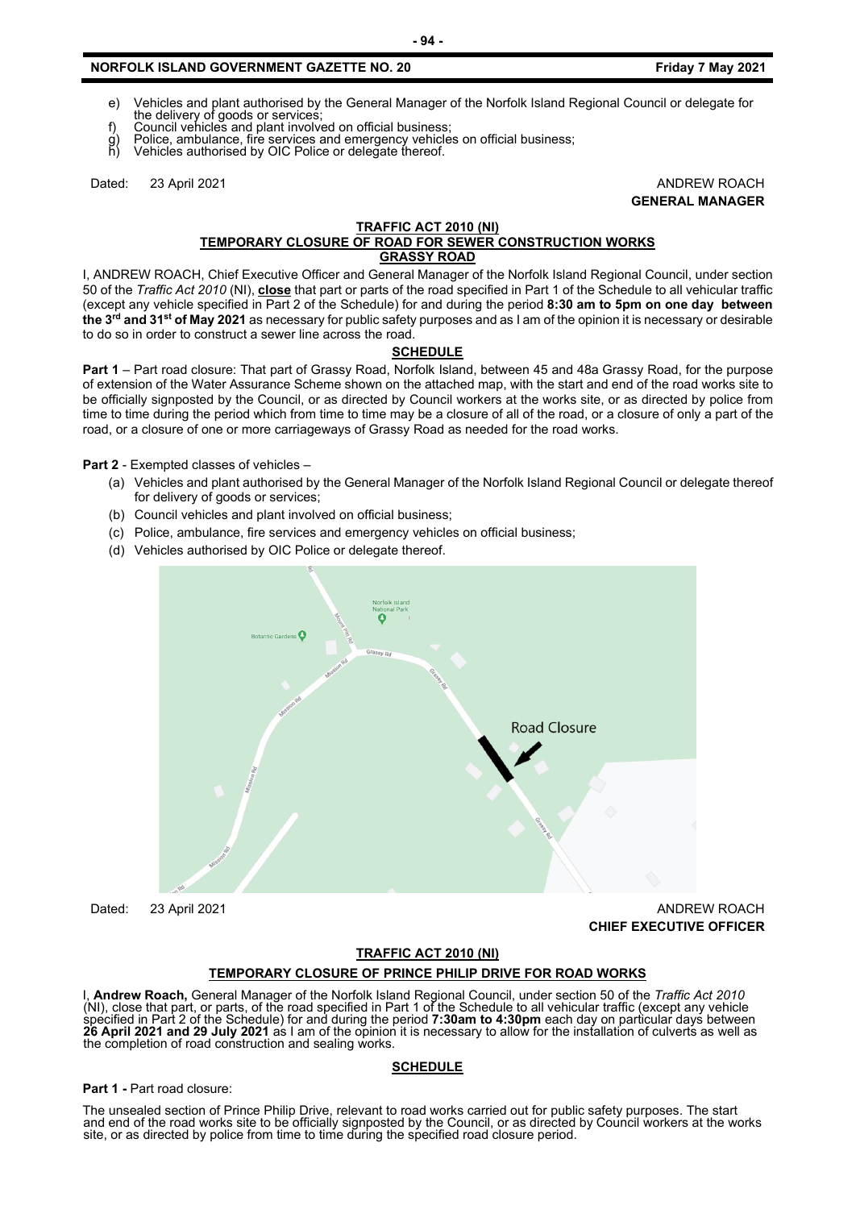e) Vehicles and plant authorised by the General Manager of the Norfolk Island Regional Council or delegate for the delivery of goods or services;
f) Council vehicles and plant involved on official business;
g) Police, ambulance, fire services and emergency vehicles on official business;
h) Vehicles authorised by OIC Police or delegate thereof.

Dated: 23 April 2021 ANDREW ROACH
**GENERAL MANAGER**

**TRAFFIC ACT 2010 (NI)**
**TEMPORARY CLOSURE OF ROAD FOR SEWER CONSTRUCTION WORKS**
**GRASSY ROAD**

I, ANDREW ROACH, Chief Executive Officer and General Manager of the Norfolk Island Regional Council, under section 50 of the *Traffic Act 2010* (NI), **close** that part or parts of the road specified in Part 1 of the Schedule to all vehicular traffic (except any vehicle specified in Part 2 of the Schedule) for and during the period **8:30 am to 5pm on one day between the 3rd and 31st of May 2021** as necessary for public safety purposes and as I am of the opinion it is necessary or desirable to do so in order to construct a sewer line across the road.

**SCHEDULE**

**Part 1** – Part road closure: That part of Grassy Road, Norfolk Island, between 45 and 48a Grassy Road, for the purpose of extension of the Water Assurance Scheme shown on the attached map, with the start and end of the road works site to be officially signposted by the Council, or as directed by Council workers at the works site, or as directed by police from time to time during the period which from time to time may be a closure of all of the road, or a closure of only a part of the road, or a closure of one or more carriageways of Grassy Road as needed for the road works.

**Part 2** - Exempted classes of vehicles –

(a) Vehicles and plant authorised by the General Manager of the Norfolk Island Regional Council or delegate thereof for delivery of goods or services;
(b) Council vehicles and plant involved on official business;
(c) Police, ambulance, fire services and emergency vehicles on official business;
(d) Vehicles authorised by OIC Police or delegate thereof.

Dated: 23 April 2021 ANDREW ROACH
**CHIEF EXECUTIVE OFFICER**

**TRAFFIC ACT 2010 (NI)**

**TEMPORARY CLOSURE OF PRINCE PHILIP DRIVE FOR ROAD WORKS**

I, **Andrew Roach,** General Manager of the Norfolk Island Regional Council, under section 50 of the *Traffic Act 2010* (NI), close that part, or parts, of the road specified in Part 1 of the Schedule to all vehicular traffic (except any vehicle specified in Part 2 of the Schedule) for and during the period **7:30am to 4:30pm** each day on particular days between **26 April 2021 and 29 July 2021** as I am of the opinion it is necessary to allow for the installation of culverts as well as the completion of road construction and sealing works.

**SCHEDULE**

**Part 1 -** Part road closure:

The unsealed section of Prince Philip Drive, relevant to road works carried out for public safety purposes. The start and end of the road works site to be officially signposted by the Council, or as directed by Council workers at the works site, or as directed by police from time to time during the specified road closure period.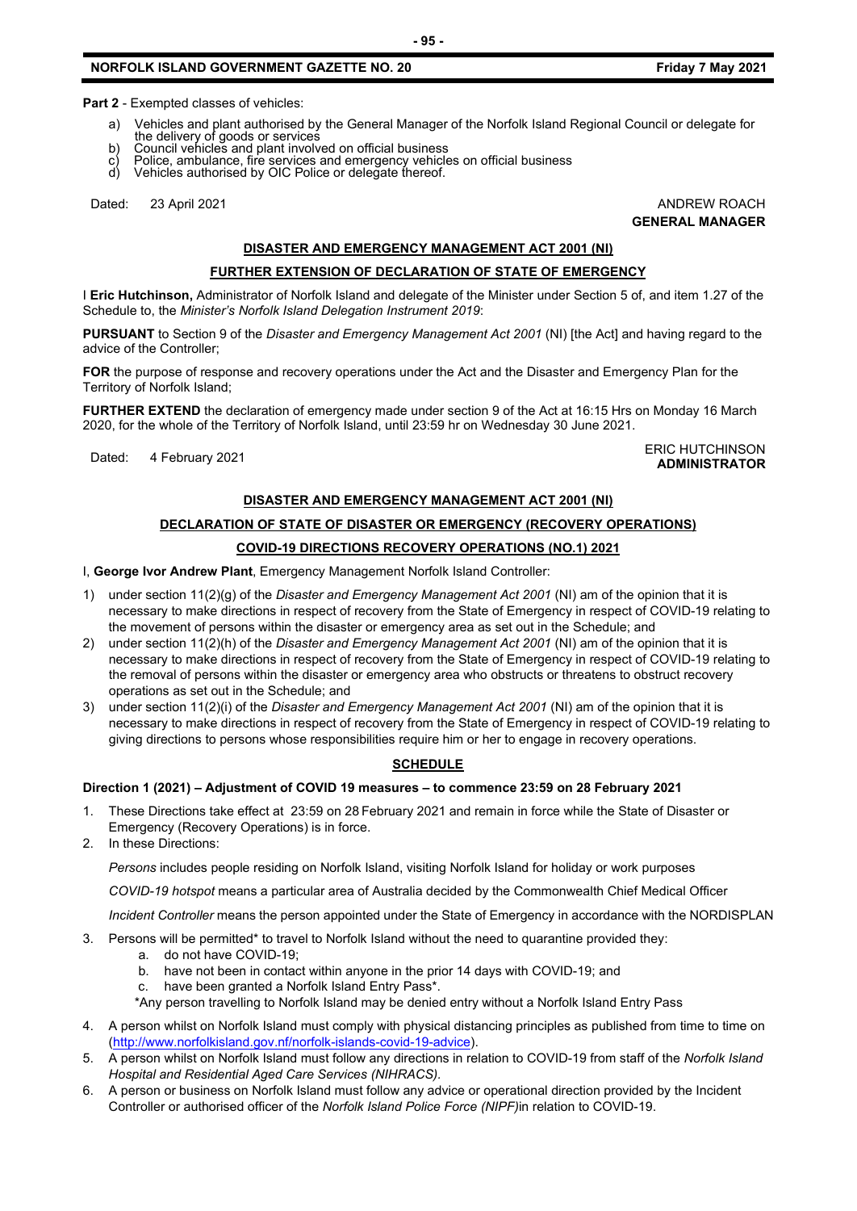**Part 2** - Exempted classes of vehicles:

a) Vehicles and plant authorised by the General Manager of the Norfolk Island Regional Council or delegate for the delivery of goods or services
b) Council vehicles and plant involved on official business
c) Police, ambulance, fire services and emergency vehicles on official business
d) Vehicles authorised by OIC Police or delegate thereof.

Dated: 23 April 2021

ANDREW ROACH
**GENERAL MANAGER**

## DISASTER AND EMERGENCY MANAGEMENT ACT 2001 (NI)

## FURTHER EXTENSION OF DECLARATION OF STATE OF EMERGENCY

I **Eric Hutchinson,** Administrator of Norfolk Island and delegate of the Minister under Section 5 of, and item 1.27 of the Schedule to, the *Minister's Norfolk Island Delegation Instrument 2019*:

**PURSUANT** to Section 9 of the *Disaster and Emergency Management Act 2001* (NI) [the Act] and having regard to the advice of the Controller;

**FOR** the purpose of response and recovery operations under the Act and the Disaster and Emergency Plan for the Territory of Norfolk Island;

**FURTHER EXTEND** the declaration of emergency made under section 9 of the Act at 16:15 Hrs on Monday 16 March 2020, for the whole of the Territory of Norfolk Island, until 23:59 hr on Wednesday 30 June 2021.

Dated: 4 February 2021

ERIC HUTCHINSON
**ADMINISTRATOR**

## DISASTER AND EMERGENCY MANAGEMENT ACT 2001 (NI)

## DECLARATION OF STATE OF DISASTER OR EMERGENCY (RECOVERY OPERATIONS)

## COVID-19 DIRECTIONS RECOVERY OPERATIONS (NO.1) 2021

I, **George Ivor Andrew Plant**, Emergency Management Norfolk Island Controller:

1) under section 11(2)(g) of the *Disaster and Emergency Management Act 2001* (NI) am of the opinion that it is necessary to make directions in respect of recovery from the State of Emergency in respect of COVID-19 relating to the movement of persons within the disaster or emergency area as set out in the Schedule; and
2) under section 11(2)(h) of the *Disaster and Emergency Management Act 2001* (NI) am of the opinion that it is necessary to make directions in respect of recovery from the State of Emergency in respect of COVID-19 relating to the removal of persons within the disaster or emergency area who obstructs or threatens to obstruct recovery operations as set out in the Schedule; and
3) under section 11(2)(i) of the *Disaster and Emergency Management Act 2001* (NI) am of the opinion that it is necessary to make directions in respect of recovery from the State of Emergency in respect of COVID-19 relating to giving directions to persons whose responsibilities require him or her to engage in recovery operations.

## SCHEDULE

**Direction 1 (2021) – Adjustment of COVID 19 measures – to commence 23:59 on 28 February 2021**

1. These Directions take effect at 23:59 on 28 February 2021 and remain in force while the State of Disaster or Emergency (Recovery Operations) is in force.
2. In these Directions:

   *Persons* includes people residing on Norfolk Island, visiting Norfolk Island for holiday or work purposes

   *COVID-19 hotspot* means a particular area of Australia decided by the Commonwealth Chief Medical Officer

   *Incident Controller* means the person appointed under the State of Emergency in accordance with the NORDISPLAN

3. Persons will be permitted* to travel to Norfolk Island without the need to quarantine provided they:
   a. do not have COVID-19;
   b. have not been in contact within anyone in the prior 14 days with COVID-19; and
   c. have been granted a Norfolk Island Entry Pass*.

   *Any person travelling to Norfolk Island may be denied entry without a Norfolk Island Entry Pass

4. A person whilst on Norfolk Island must comply with physical distancing principles as published from time to time on (http://www.norfolkisland.gov.nf/norfolk-islands-covid-19-advice).
5. A person whilst on Norfolk Island must follow any directions in relation to COVID-19 from staff of the *Norfolk Island Hospital and Residential Aged Care Services (NIHRACS).*
6. A person or business on Norfolk Island must follow any advice or operational direction provided by the Incident Controller or authorised officer of the *Norfolk Island Police Force (NIPF)*in relation to COVID-19.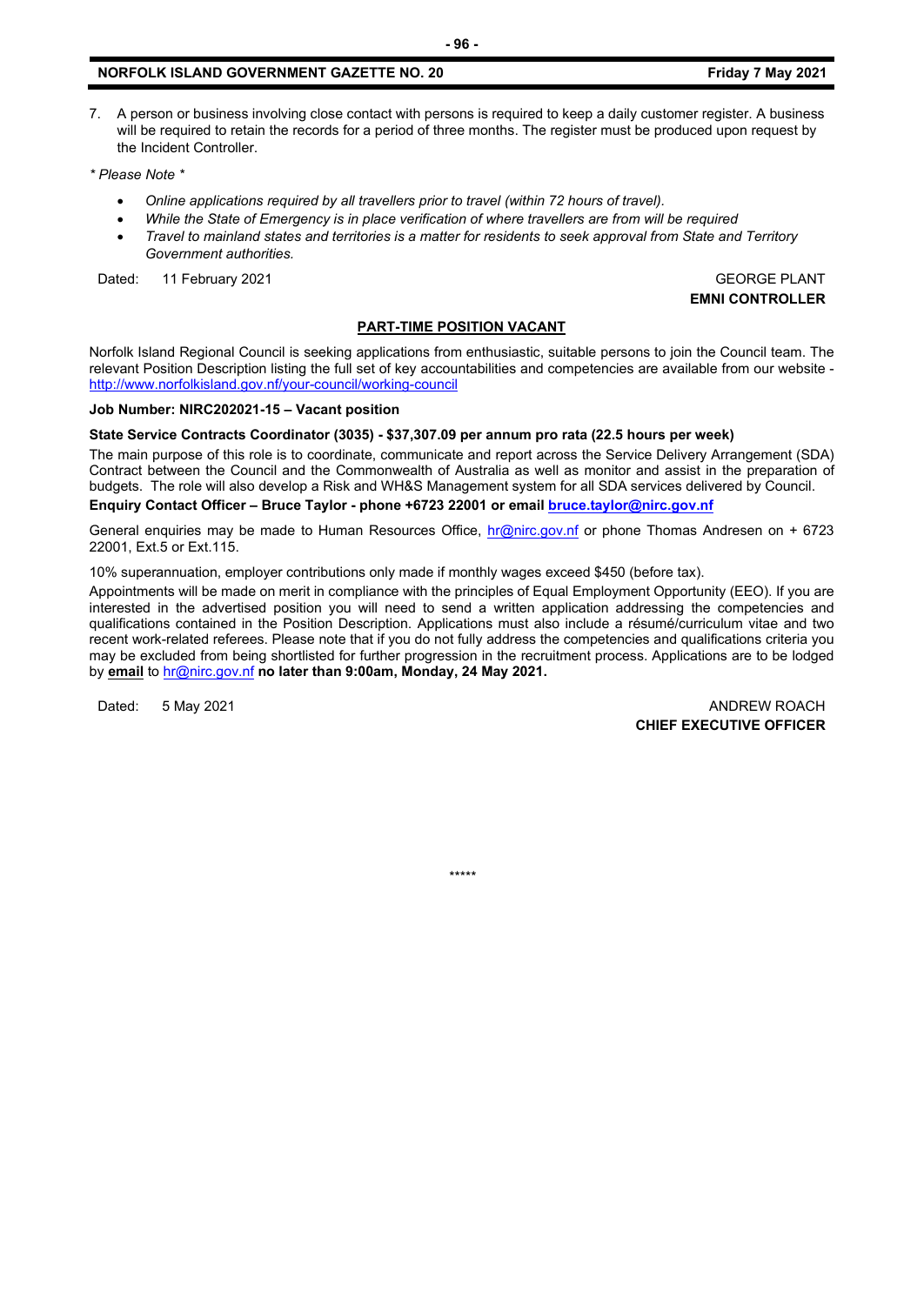7. A person or business involving close contact with persons is required to keep a daily customer register. A business will be required to retain the records for a period of three months. The register must be produced upon request by the Incident Controller.

*\* Please Note \**

- *Online applications required by all travellers prior to travel (within 72 hours of travel).*
- *While the State of Emergency is in place verification of where travellers are from will be required*
- *Travel to mainland states and territories is a matter for residents to seek approval from State and Territory Government authorities.*

Dated: 11 February 2021

GEORGE PLANT
**EMNI CONTROLLER**

## PART-TIME POSITION VACANT

Norfolk Island Regional Council is seeking applications from enthusiastic, suitable persons to join the Council team. The relevant Position Description listing the full set of key accountabilities and competencies are available from our website - http://www.norfolkisland.gov.nf/your-council/working-council

**Job Number: NIRC202021-15 – Vacant position**

**State Service Contracts Coordinator (3035) - $37,307.09 per annum pro rata (22.5 hours per week)**

The main purpose of this role is to coordinate, communicate and report across the Service Delivery Arrangement (SDA) Contract between the Council and the Commonwealth of Australia as well as monitor and assist in the preparation of budgets. The role will also develop a Risk and WH&S Management system for all SDA services delivered by Council.

**Enquiry Contact Officer – Bruce Taylor - phone +6723 22001 or email bruce.taylor@nirc.gov.nf**

General enquiries may be made to Human Resources Office, hr@nirc.gov.nf or phone Thomas Andresen on + 6723 22001, Ext.5 or Ext.115.

10% superannuation, employer contributions only made if monthly wages exceed $450 (before tax).

Appointments will be made on merit in compliance with the principles of Equal Employment Opportunity (EEO). If you are interested in the advertised position you will need to send a written application addressing the competencies and qualifications contained in the Position Description. Applications must also include a résumé/curriculum vitae and two recent work-related referees. Please note that if you do not fully address the competencies and qualifications criteria you may be excluded from being shortlisted for further progression in the recruitment process. Applications are to be lodged by **email** to hr@nirc.gov.nf **no later than 9:00am, Monday, 24 May 2021.**

Dated: 5 May 2021

ANDREW ROACH
**CHIEF EXECUTIVE OFFICER**

\*\*\*\*\*